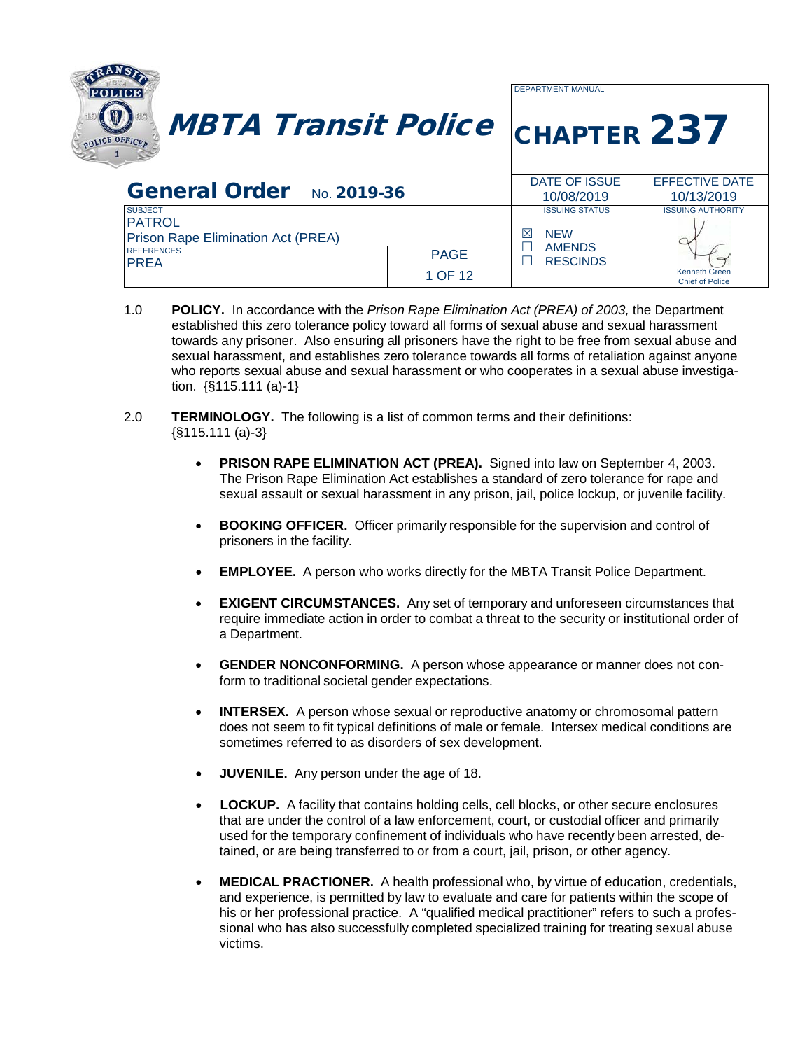# MBTA Transit Police

| DEPARTMENT MANUAL | |
|---|---|
| **CHAPTER 237** | |

## General Order No. 2019-36

| SUBJECT | | DATE OF ISSUE | EFFECTIVE DATE |
|---|---|---|---|
| PATROL<br>Prison Rape Elimination Act (PREA) | | 10/08/2019 | 10/13/2019 |
| REFERENCES | PAGE | ISSUING STATUS | ISSUING AUTHORITY |
| PREA | 1 OF 12 | ☒ NEW<br>☐ AMENDS<br>☐ RESCINDS | Kenneth Green<br>Chief of Police |

1.0 **POLICY.** In accordance with the *Prison Rape Elimination Act (PREA) of 2003,* the Department established this zero tolerance policy toward all forms of sexual abuse and sexual harassment towards any prisoner. Also ensuring all prisoners have the right to be free from sexual abuse and sexual harassment, and establishes zero tolerance towards all forms of retaliation against anyone who reports sexual abuse and sexual harassment or who cooperates in a sexual abuse investigation. {§115.111 (a)-1}

2.0 **TERMINOLOGY.** The following is a list of common terms and their definitions: {§115.111 (a)-3}

- **PRISON RAPE ELIMINATION ACT (PREA).** Signed into law on September 4, 2003. The Prison Rape Elimination Act establishes a standard of zero tolerance for rape and sexual assault or sexual harassment in any prison, jail, police lockup, or juvenile facility.

- **BOOKING OFFICER.** Officer primarily responsible for the supervision and control of prisoners in the facility.

- **EMPLOYEE.** A person who works directly for the MBTA Transit Police Department.

- **EXIGENT CIRCUMSTANCES.** Any set of temporary and unforeseen circumstances that require immediate action in order to combat a threat to the security or institutional order of a Department.

- **GENDER NONCONFORMING.** A person whose appearance or manner does not conform to traditional societal gender expectations.

- **INTERSEX.** A person whose sexual or reproductive anatomy or chromosomal pattern does not seem to fit typical definitions of male or female. Intersex medical conditions are sometimes referred to as disorders of sex development.

- **JUVENILE.** Any person under the age of 18.

- **LOCKUP.** A facility that contains holding cells, cell blocks, or other secure enclosures that are under the control of a law enforcement, court, or custodial officer and primarily used for the temporary confinement of individuals who have recently been arrested, detained, or are being transferred to or from a court, jail, prison, or other agency.

- **MEDICAL PRACTIONER.** A health professional who, by virtue of education, credentials, and experience, is permitted by law to evaluate and care for patients within the scope of his or her professional practice. A "qualified medical practitioner" refers to such a professional who has also successfully completed specialized training for treating sexual abuse victims.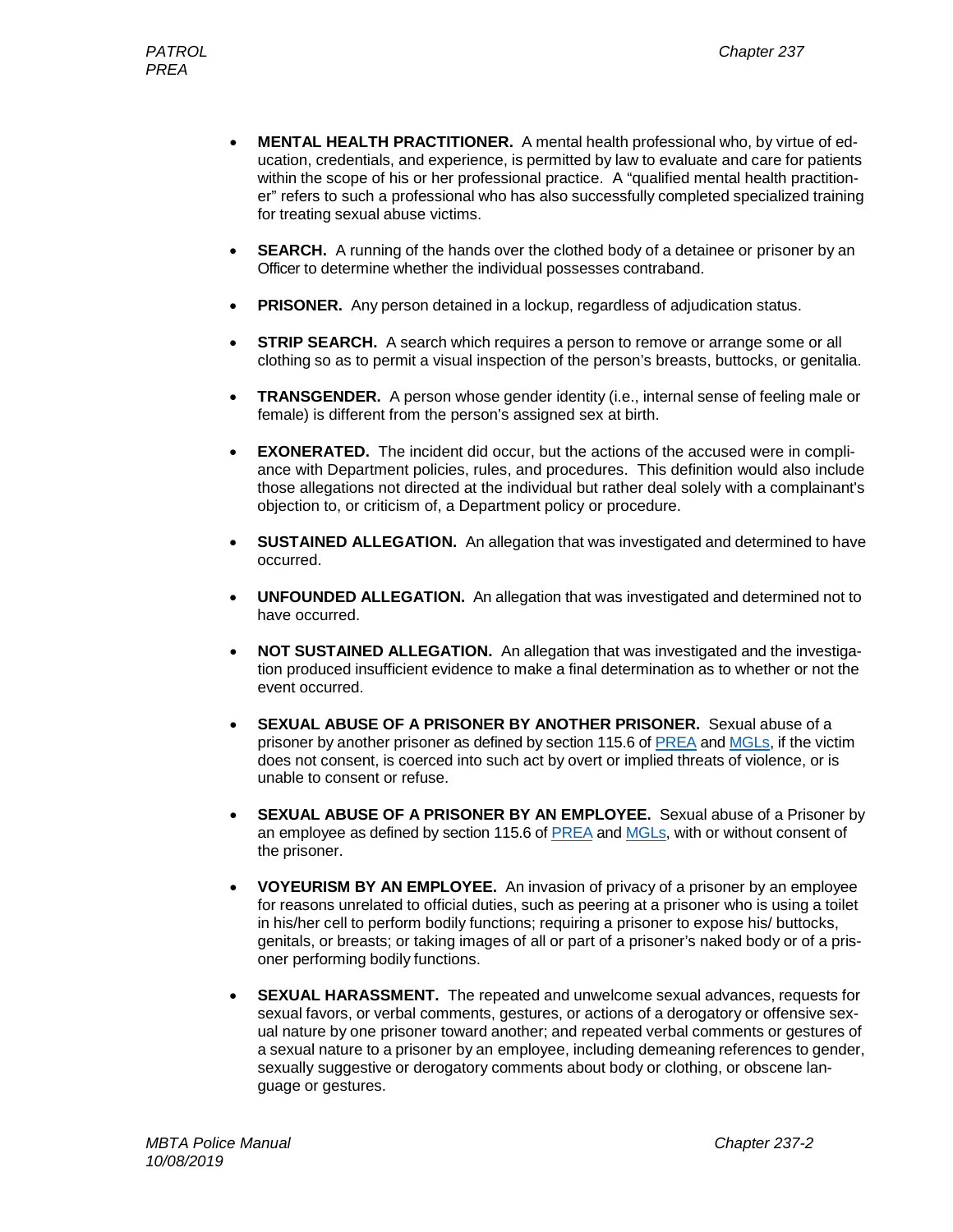- **MENTAL HEALTH PRACTITIONER.** A mental health professional who, by virtue of education, credentials, and experience, is permitted by law to evaluate and care for patients within the scope of his or her professional practice. A "qualified mental health practitioner" refers to such a professional who has also successfully completed specialized training for treating sexual abuse victims.

- **SEARCH.** A running of the hands over the clothed body of a detainee or prisoner by an Officer to determine whether the individual possesses contraband.

- **PRISONER.** Any person detained in a lockup, regardless of adjudication status.

- **STRIP SEARCH.** A search which requires a person to remove or arrange some or all clothing so as to permit a visual inspection of the person's breasts, buttocks, or genitalia.

- **TRANSGENDER.** A person whose gender identity (i.e., internal sense of feeling male or female) is different from the person's assigned sex at birth.

- **EXONERATED.** The incident did occur, but the actions of the accused were in compliance with Department policies, rules, and procedures. This definition would also include those allegations not directed at the individual but rather deal solely with a complainant's objection to, or criticism of, a Department policy or procedure.

- **SUSTAINED ALLEGATION.** An allegation that was investigated and determined to have occurred.

- **UNFOUNDED ALLEGATION.** An allegation that was investigated and determined not to have occurred.

- **NOT SUSTAINED ALLEGATION.** An allegation that was investigated and the investigation produced insufficient evidence to make a final determination as to whether or not the event occurred.

- **SEXUAL ABUSE OF A PRISONER BY ANOTHER PRISONER.** Sexual abuse of a prisoner by another prisoner as defined by section 115.6 of PREA and MGLs, if the victim does not consent, is coerced into such act by overt or implied threats of violence, or is unable to consent or refuse.

- **SEXUAL ABUSE OF A PRISONER BY AN EMPLOYEE.** Sexual abuse of a Prisoner by an employee as defined by section 115.6 of PREA and MGLs, with or without consent of the prisoner.

- **VOYEURISM BY AN EMPLOYEE.** An invasion of privacy of a prisoner by an employee for reasons unrelated to official duties, such as peering at a prisoner who is using a toilet in his/her cell to perform bodily functions; requiring a prisoner to expose his/ buttocks, genitals, or breasts; or taking images of all or part of a prisoner's naked body or of a prisoner performing bodily functions.

- **SEXUAL HARASSMENT.** The repeated and unwelcome sexual advances, requests for sexual favors, or verbal comments, gestures, or actions of a derogatory or offensive sexual nature by one prisoner toward another; and repeated verbal comments or gestures of a sexual nature to a prisoner by an employee, including demeaning references to gender, sexually suggestive or derogatory comments about body or clothing, or obscene language or gestures.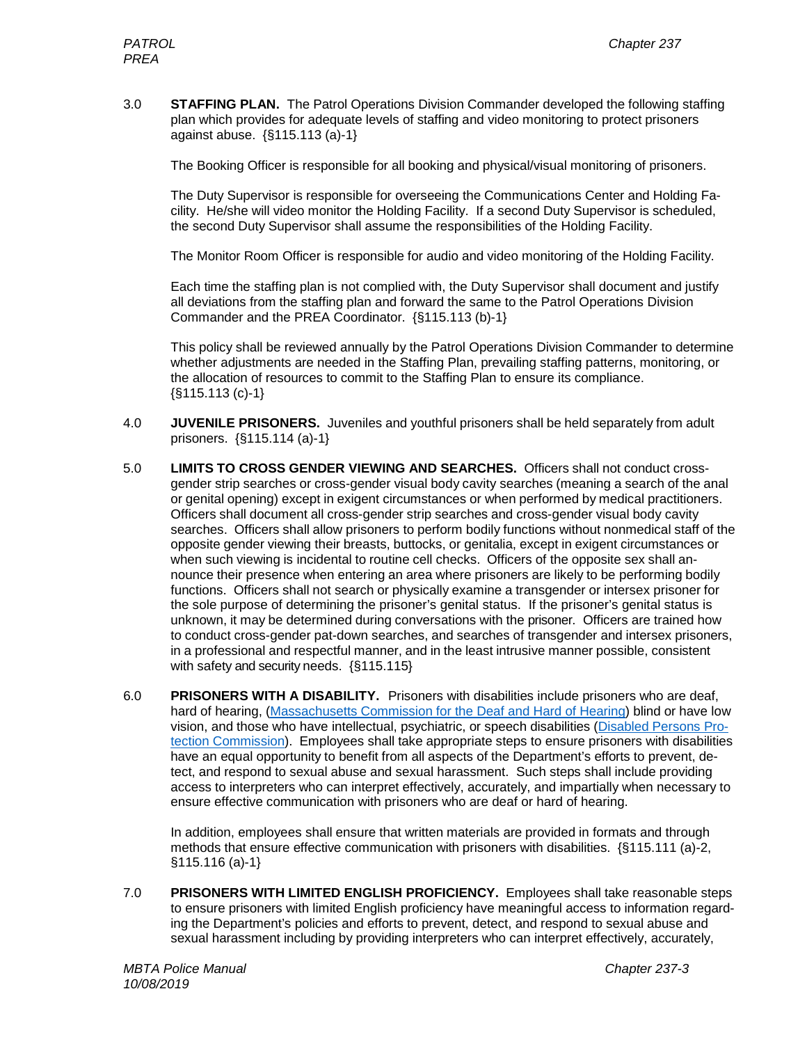3.0 **STAFFING PLAN.** The Patrol Operations Division Commander developed the following staffing plan which provides for adequate levels of staffing and video monitoring to protect prisoners against abuse. {§115.113 (a)-1}

The Booking Officer is responsible for all booking and physical/visual monitoring of prisoners.

The Duty Supervisor is responsible for overseeing the Communications Center and Holding Facility. He/she will video monitor the Holding Facility. If a second Duty Supervisor is scheduled, the second Duty Supervisor shall assume the responsibilities of the Holding Facility.

The Monitor Room Officer is responsible for audio and video monitoring of the Holding Facility.

Each time the staffing plan is not complied with, the Duty Supervisor shall document and justify all deviations from the staffing plan and forward the same to the Patrol Operations Division Commander and the PREA Coordinator. {§115.113 (b)-1}

This policy shall be reviewed annually by the Patrol Operations Division Commander to determine whether adjustments are needed in the Staffing Plan, prevailing staffing patterns, monitoring, or the allocation of resources to commit to the Staffing Plan to ensure its compliance. {§115.113 (c)-1}

4.0 **JUVENILE PRISONERS.** Juveniles and youthful prisoners shall be held separately from adult prisoners. {§115.114 (a)-1}

5.0 **LIMITS TO CROSS GENDER VIEWING AND SEARCHES.** Officers shall not conduct cross-gender strip searches or cross-gender visual body cavity searches (meaning a search of the anal or genital opening) except in exigent circumstances or when performed by medical practitioners. Officers shall document all cross-gender strip searches and cross-gender visual body cavity searches. Officers shall allow prisoners to perform bodily functions without nonmedical staff of the opposite gender viewing their breasts, buttocks, or genitalia, except in exigent circumstances or when such viewing is incidental to routine cell checks. Officers of the opposite sex shall announce their presence when entering an area where prisoners are likely to be performing bodily functions. Officers shall not search or physically examine a transgender or intersex prisoner for the sole purpose of determining the prisoner's genital status. If the prisoner's genital status is unknown, it may be determined during conversations with the prisoner. Officers are trained how to conduct cross-gender pat-down searches, and searches of transgender and intersex prisoners, in a professional and respectful manner, and in the least intrusive manner possible, consistent with safety and security needs. {§115.115}

6.0 **PRISONERS WITH A DISABILITY.** Prisoners with disabilities include prisoners who are deaf, hard of hearing, (Massachusetts Commission for the Deaf and Hard of Hearing) blind or have low vision, and those who have intellectual, psychiatric, or speech disabilities (Disabled Persons Protection Commission). Employees shall take appropriate steps to ensure prisoners with disabilities have an equal opportunity to benefit from all aspects of the Department's efforts to prevent, detect, and respond to sexual abuse and sexual harassment. Such steps shall include providing access to interpreters who can interpret effectively, accurately, and impartially when necessary to ensure effective communication with prisoners who are deaf or hard of hearing.

In addition, employees shall ensure that written materials are provided in formats and through methods that ensure effective communication with prisoners with disabilities. {§115.111 (a)-2, §115.116 (a)-1}

7.0 **PRISONERS WITH LIMITED ENGLISH PROFICIENCY.** Employees shall take reasonable steps to ensure prisoners with limited English proficiency have meaningful access to information regarding the Department's policies and efforts to prevent, detect, and respond to sexual abuse and sexual harassment including by providing interpreters who can interpret effectively, accurately,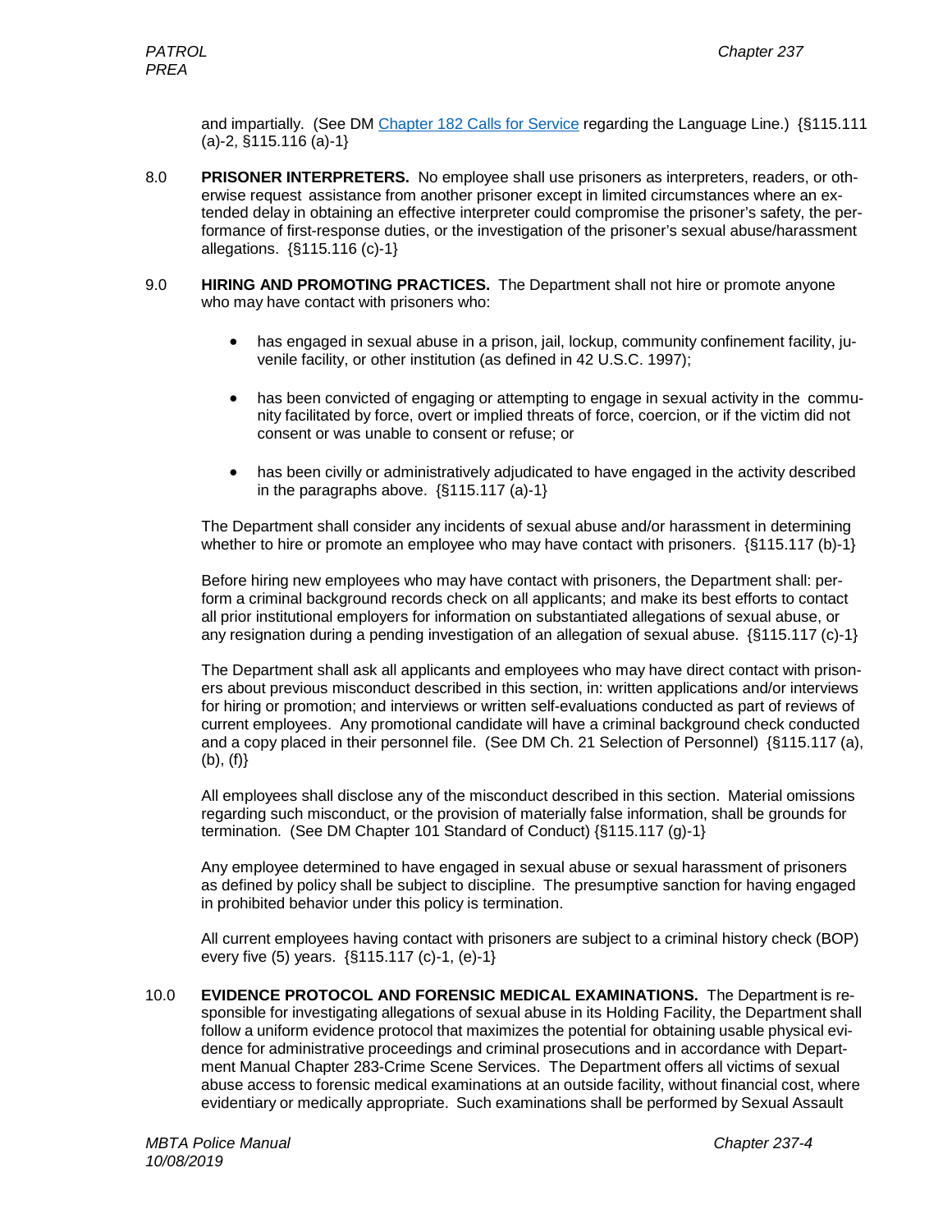and impartially. (See DM Chapter 182 Calls for Service regarding the Language Line.) {§115.111 (a)-2, §115.116 (a)-1}

8.0 **PRISONER INTERPRETERS.** No employee shall use prisoners as interpreters, readers, or otherwise request assistance from another prisoner except in limited circumstances where an extended delay in obtaining an effective interpreter could compromise the prisoner's safety, the performance of first-response duties, or the investigation of the prisoner's sexual abuse/harassment allegations. {§115.116 (c)-1}

9.0 **HIRING AND PROMOTING PRACTICES.** The Department shall not hire or promote anyone who may have contact with prisoners who:

- has engaged in sexual abuse in a prison, jail, lockup, community confinement facility, juvenile facility, or other institution (as defined in 42 U.S.C. 1997);

- has been convicted of engaging or attempting to engage in sexual activity in the community facilitated by force, overt or implied threats of force, coercion, or if the victim did not consent or was unable to consent or refuse; or

- has been civilly or administratively adjudicated to have engaged in the activity described in the paragraphs above. {§115.117 (a)-1}

The Department shall consider any incidents of sexual abuse and/or harassment in determining whether to hire or promote an employee who may have contact with prisoners. {§115.117 (b)-1}

Before hiring new employees who may have contact with prisoners, the Department shall: perform a criminal background records check on all applicants; and make its best efforts to contact all prior institutional employers for information on substantiated allegations of sexual abuse, or any resignation during a pending investigation of an allegation of sexual abuse. {§115.117 (c)-1}

The Department shall ask all applicants and employees who may have direct contact with prisoners about previous misconduct described in this section, in: written applications and/or interviews for hiring or promotion; and interviews or written self-evaluations conducted as part of reviews of current employees. Any promotional candidate will have a criminal background check conducted and a copy placed in their personnel file. (See DM Ch. 21 Selection of Personnel) {§115.117 (a), (b), (f)}

All employees shall disclose any of the misconduct described in this section. Material omissions regarding such misconduct, or the provision of materially false information, shall be grounds for termination. (See DM Chapter 101 Standard of Conduct) {§115.117 (g)-1}

Any employee determined to have engaged in sexual abuse or sexual harassment of prisoners as defined by policy shall be subject to discipline. The presumptive sanction for having engaged in prohibited behavior under this policy is termination.

All current employees having contact with prisoners are subject to a criminal history check (BOP) every five (5) years. {§115.117 (c)-1, (e)-1}

10.0 **EVIDENCE PROTOCOL AND FORENSIC MEDICAL EXAMINATIONS.** The Department is responsible for investigating allegations of sexual abuse in its Holding Facility, the Department shall follow a uniform evidence protocol that maximizes the potential for obtaining usable physical evidence for administrative proceedings and criminal prosecutions and in accordance with Department Manual Chapter 283-Crime Scene Services. The Department offers all victims of sexual abuse access to forensic medical examinations at an outside facility, without financial cost, where evidentiary or medically appropriate. Such examinations shall be performed by Sexual Assault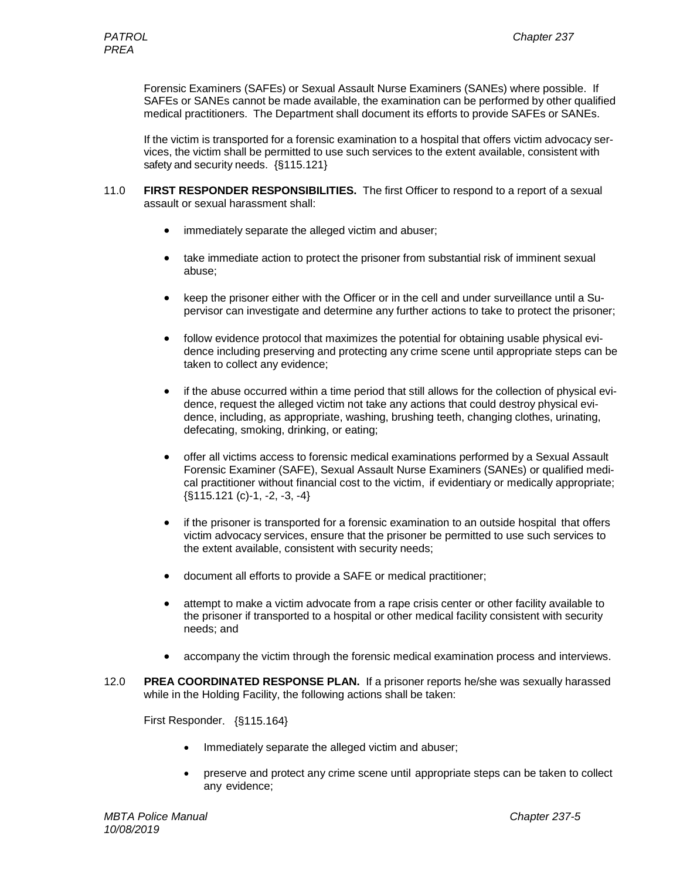Forensic Examiners (SAFEs) or Sexual Assault Nurse Examiners (SANEs) where possible. If SAFEs or SANEs cannot be made available, the examination can be performed by other qualified medical practitioners. The Department shall document its efforts to provide SAFEs or SANEs.

If the victim is transported for a forensic examination to a hospital that offers victim advocacy services, the victim shall be permitted to use such services to the extent available, consistent with safety and security needs. {§115.121}

11.0 **FIRST RESPONDER RESPONSIBILITIES.** The first Officer to respond to a report of a sexual assault or sexual harassment shall:

- immediately separate the alleged victim and abuser;
- take immediate action to protect the prisoner from substantial risk of imminent sexual abuse;
- keep the prisoner either with the Officer or in the cell and under surveillance until a Supervisor can investigate and determine any further actions to take to protect the prisoner;
- follow evidence protocol that maximizes the potential for obtaining usable physical evidence including preserving and protecting any crime scene until appropriate steps can be taken to collect any evidence;
- if the abuse occurred within a time period that still allows for the collection of physical evidence, request the alleged victim not take any actions that could destroy physical evidence, including, as appropriate, washing, brushing teeth, changing clothes, urinating, defecating, smoking, drinking, or eating;
- offer all victims access to forensic medical examinations performed by a Sexual Assault Forensic Examiner (SAFE), Sexual Assault Nurse Examiners (SANEs) or qualified medical practitioner without financial cost to the victim, if evidentiary or medically appropriate; {§115.121 (c)-1, -2, -3, -4}
- if the prisoner is transported for a forensic examination to an outside hospital that offers victim advocacy services, ensure that the prisoner be permitted to use such services to the extent available, consistent with security needs;
- document all efforts to provide a SAFE or medical practitioner;
- attempt to make a victim advocate from a rape crisis center or other facility available to the prisoner if transported to a hospital or other medical facility consistent with security needs; and
- accompany the victim through the forensic medical examination process and interviews.

12.0 **PREA COORDINATED RESPONSE PLAN.** If a prisoner reports he/she was sexually harassed while in the Holding Facility, the following actions shall be taken:

First Responder. {§115.164}

- Immediately separate the alleged victim and abuser;
- preserve and protect any crime scene until appropriate steps can be taken to collect any evidence;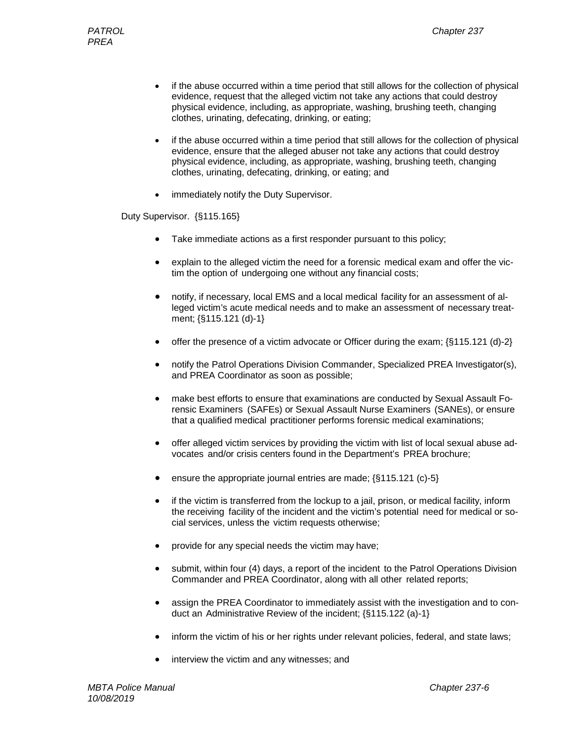- if the abuse occurred within a time period that still allows for the collection of physical evidence, request that the alleged victim not take any actions that could destroy physical evidence, including, as appropriate, washing, brushing teeth, changing clothes, urinating, defecating, drinking, or eating;

- if the abuse occurred within a time period that still allows for the collection of physical evidence, ensure that the alleged abuser not take any actions that could destroy physical evidence, including, as appropriate, washing, brushing teeth, changing clothes, urinating, defecating, drinking, or eating; and

- immediately notify the Duty Supervisor.

Duty Supervisor. {§115.165}

- Take immediate actions as a first responder pursuant to this policy;

- explain to the alleged victim the need for a forensic medical exam and offer the victim the option of undergoing one without any financial costs;

- notify, if necessary, local EMS and a local medical facility for an assessment of alleged victim's acute medical needs and to make an assessment of necessary treatment; {§115.121 (d)-1}

- offer the presence of a victim advocate or Officer during the exam; {§115.121 (d)-2}

- notify the Patrol Operations Division Commander, Specialized PREA Investigator(s), and PREA Coordinator as soon as possible;

- make best efforts to ensure that examinations are conducted by Sexual Assault Forensic Examiners (SAFEs) or Sexual Assault Nurse Examiners (SANEs), or ensure that a qualified medical practitioner performs forensic medical examinations;

- offer alleged victim services by providing the victim with list of local sexual abuse advocates and/or crisis centers found in the Department's PREA brochure;

- ensure the appropriate journal entries are made; {§115.121 (c)-5}

- if the victim is transferred from the lockup to a jail, prison, or medical facility, inform the receiving facility of the incident and the victim's potential need for medical or social services, unless the victim requests otherwise;

- provide for any special needs the victim may have;

- submit, within four (4) days, a report of the incident to the Patrol Operations Division Commander and PREA Coordinator, along with all other related reports;

- assign the PREA Coordinator to immediately assist with the investigation and to conduct an Administrative Review of the incident; {§115.122 (a)-1}

- inform the victim of his or her rights under relevant policies, federal, and state laws;

- interview the victim and any witnesses; and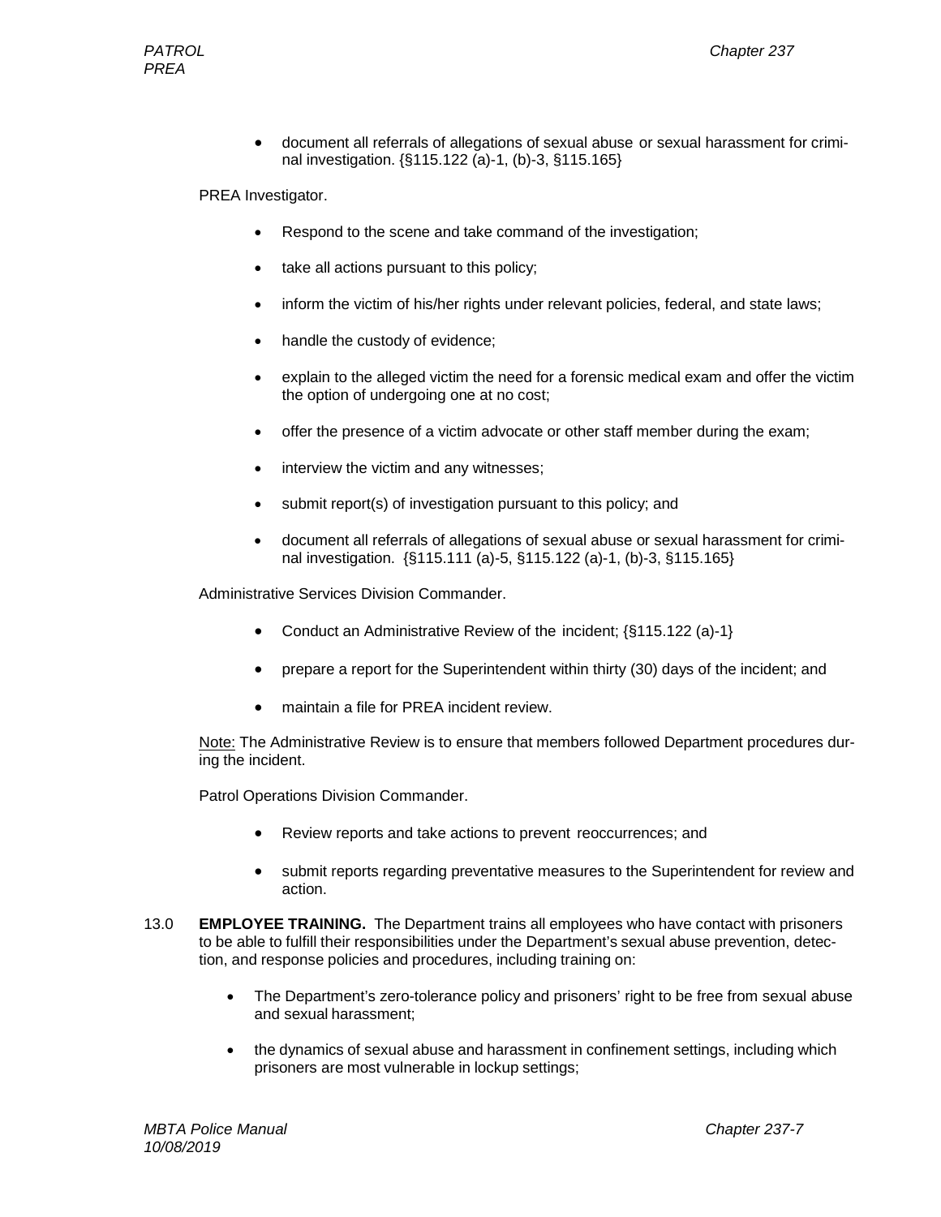- document all referrals of allegations of sexual abuse or sexual harassment for criminal investigation. {§115.122 (a)-1, (b)-3, §115.165}

PREA Investigator.

- Respond to the scene and take command of the investigation;
- take all actions pursuant to this policy;
- inform the victim of his/her rights under relevant policies, federal, and state laws;
- handle the custody of evidence;
- explain to the alleged victim the need for a forensic medical exam and offer the victim the option of undergoing one at no cost;
- offer the presence of a victim advocate or other staff member during the exam;
- interview the victim and any witnesses;
- submit report(s) of investigation pursuant to this policy; and
- document all referrals of allegations of sexual abuse or sexual harassment for criminal investigation. {§115.111 (a)-5, §115.122 (a)-1, (b)-3, §115.165}

Administrative Services Division Commander.

- Conduct an Administrative Review of the incident; {§115.122 (a)-1}
- prepare a report for the Superintendent within thirty (30) days of the incident; and
- maintain a file for PREA incident review.

Note: The Administrative Review is to ensure that members followed Department procedures during the incident.

Patrol Operations Division Commander.

- Review reports and take actions to prevent reoccurrences; and
- submit reports regarding preventative measures to the Superintendent for review and action.

13.0 **EMPLOYEE TRAINING.** The Department trains all employees who have contact with prisoners to be able to fulfill their responsibilities under the Department's sexual abuse prevention, detection, and response policies and procedures, including training on:

- The Department's zero-tolerance policy and prisoners' right to be free from sexual abuse and sexual harassment;
- the dynamics of sexual abuse and harassment in confinement settings, including which prisoners are most vulnerable in lockup settings;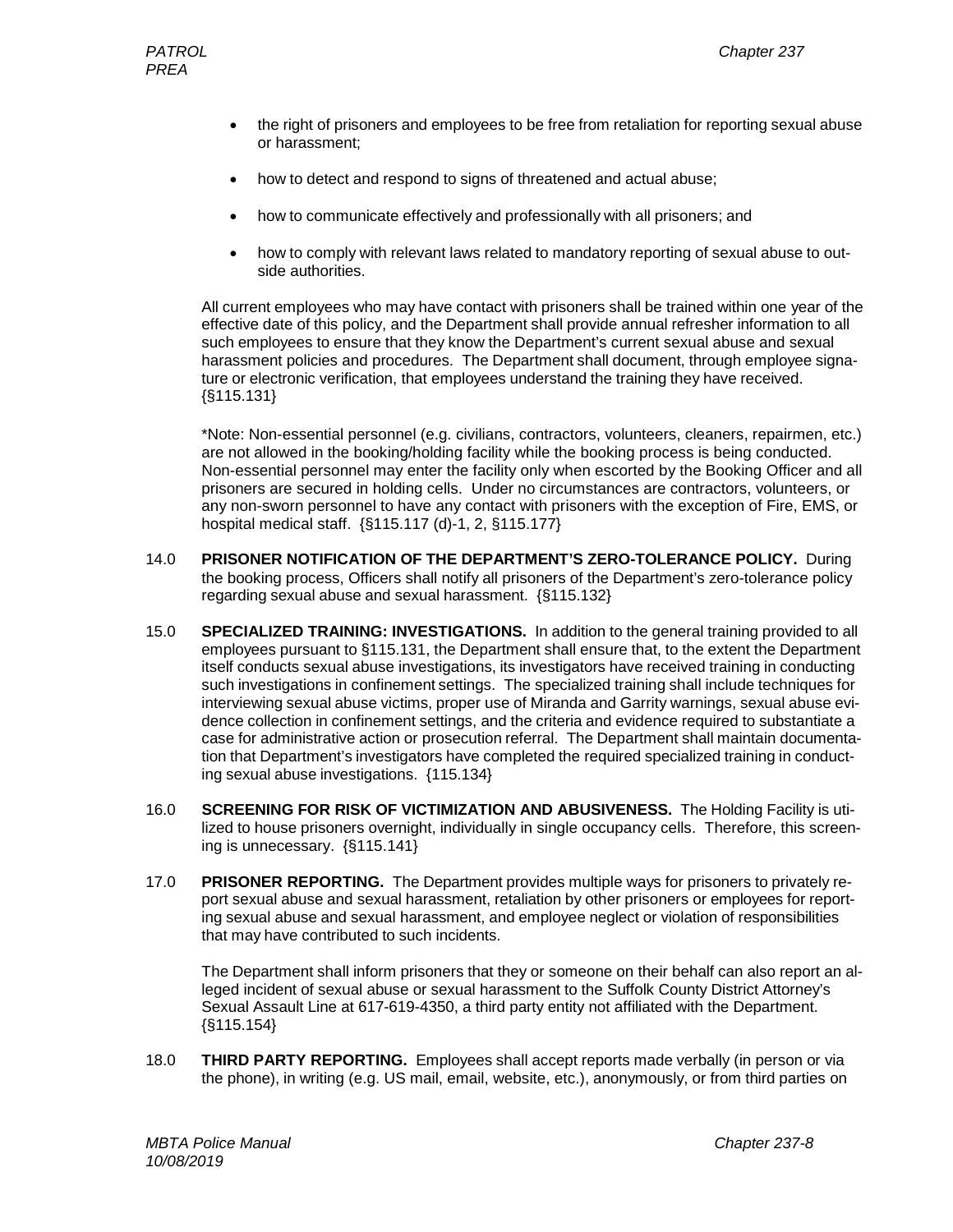- the right of prisoners and employees to be free from retaliation for reporting sexual abuse or harassment;

- how to detect and respond to signs of threatened and actual abuse;

- how to communicate effectively and professionally with all prisoners; and

- how to comply with relevant laws related to mandatory reporting of sexual abuse to outside authorities.

All current employees who may have contact with prisoners shall be trained within one year of the effective date of this policy, and the Department shall provide annual refresher information to all such employees to ensure that they know the Department's current sexual abuse and sexual harassment policies and procedures. The Department shall document, through employee signature or electronic verification, that employees understand the training they have received. {§115.131}

*Note: Non-essential personnel (e.g. civilians, contractors, volunteers, cleaners, repairmen, etc.) are not allowed in the booking/holding facility while the booking process is being conducted. Non-essential personnel may enter the facility only when escorted by the Booking Officer and all prisoners are secured in holding cells. Under no circumstances are contractors, volunteers, or any non-sworn personnel to have any contact with prisoners with the exception of Fire, EMS, or hospital medical staff. {§115.117 (d)-1, 2, §115.177}

14.0 **PRISONER NOTIFICATION OF THE DEPARTMENT'S ZERO-TOLERANCE POLICY.** During the booking process, Officers shall notify all prisoners of the Department's zero-tolerance policy regarding sexual abuse and sexual harassment. {§115.132}

15.0 **SPECIALIZED TRAINING: INVESTIGATIONS.** In addition to the general training provided to all employees pursuant to §115.131, the Department shall ensure that, to the extent the Department itself conducts sexual abuse investigations, its investigators have received training in conducting such investigations in confinement settings. The specialized training shall include techniques for interviewing sexual abuse victims, proper use of Miranda and Garrity warnings, sexual abuse evidence collection in confinement settings, and the criteria and evidence required to substantiate a case for administrative action or prosecution referral. The Department shall maintain documentation that Department's investigators have completed the required specialized training in conducting sexual abuse investigations. {115.134}

16.0 **SCREENING FOR RISK OF VICTIMIZATION AND ABUSIVENESS.** The Holding Facility is utilized to house prisoners overnight, individually in single occupancy cells. Therefore, this screening is unnecessary. {§115.141}

17.0 **PRISONER REPORTING.** The Department provides multiple ways for prisoners to privately report sexual abuse and sexual harassment, retaliation by other prisoners or employees for reporting sexual abuse and sexual harassment, and employee neglect or violation of responsibilities that may have contributed to such incidents.

The Department shall inform prisoners that they or someone on their behalf can also report an alleged incident of sexual abuse or sexual harassment to the Suffolk County District Attorney's Sexual Assault Line at 617-619-4350, a third party entity not affiliated with the Department. {§115.154}

18.0 **THIRD PARTY REPORTING.** Employees shall accept reports made verbally (in person or via the phone), in writing (e.g. US mail, email, website, etc.), anonymously, or from third parties on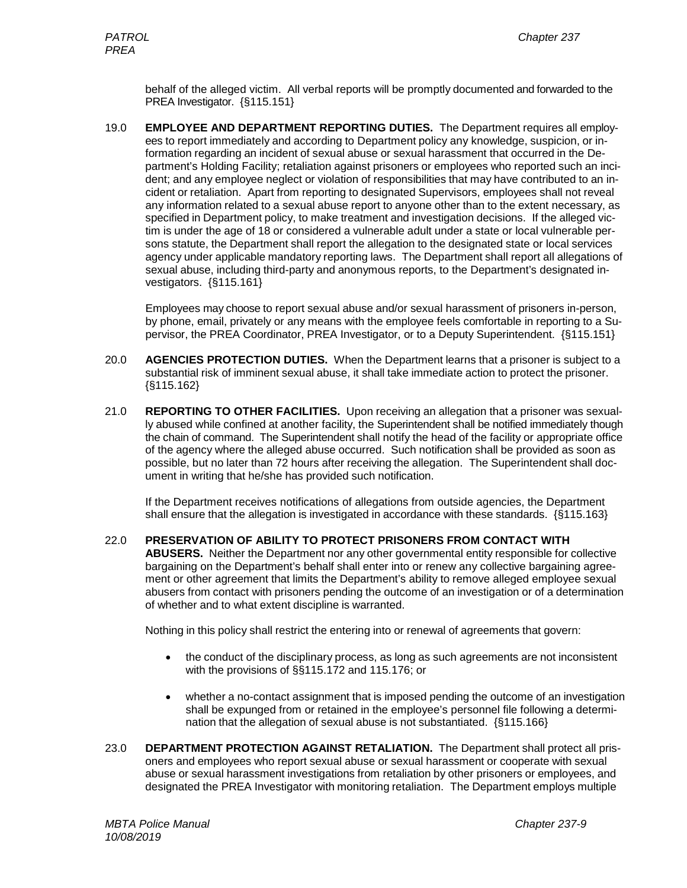behalf of the alleged victim. All verbal reports will be promptly documented and forwarded to the PREA Investigator. {§115.151}

19.0 **EMPLOYEE AND DEPARTMENT REPORTING DUTIES.** The Department requires all employees to report immediately and according to Department policy any knowledge, suspicion, or information regarding an incident of sexual abuse or sexual harassment that occurred in the Department's Holding Facility; retaliation against prisoners or employees who reported such an incident; and any employee neglect or violation of responsibilities that may have contributed to an incident or retaliation. Apart from reporting to designated Supervisors, employees shall not reveal any information related to a sexual abuse report to anyone other than to the extent necessary, as specified in Department policy, to make treatment and investigation decisions. If the alleged victim is under the age of 18 or considered a vulnerable adult under a state or local vulnerable persons statute, the Department shall report the allegation to the designated state or local services agency under applicable mandatory reporting laws. The Department shall report all allegations of sexual abuse, including third-party and anonymous reports, to the Department's designated investigators. {§115.161}

Employees may choose to report sexual abuse and/or sexual harassment of prisoners in-person, by phone, email, privately or any means with the employee feels comfortable in reporting to a Supervisor, the PREA Coordinator, PREA Investigator, or to a Deputy Superintendent. {§115.151}

20.0 **AGENCIES PROTECTION DUTIES.** When the Department learns that a prisoner is subject to a substantial risk of imminent sexual abuse, it shall take immediate action to protect the prisoner. {§115.162}

21.0 **REPORTING TO OTHER FACILITIES.** Upon receiving an allegation that a prisoner was sexually abused while confined at another facility, the Superintendent shall be notified immediately though the chain of command. The Superintendent shall notify the head of the facility or appropriate office of the agency where the alleged abuse occurred. Such notification shall be provided as soon as possible, but no later than 72 hours after receiving the allegation. The Superintendent shall document in writing that he/she has provided such notification.

If the Department receives notifications of allegations from outside agencies, the Department shall ensure that the allegation is investigated in accordance with these standards. {§115.163}

22.0 **PRESERVATION OF ABILITY TO PROTECT PRISONERS FROM CONTACT WITH ABUSERS.** Neither the Department nor any other governmental entity responsible for collective bargaining on the Department's behalf shall enter into or renew any collective bargaining agreement or other agreement that limits the Department's ability to remove alleged employee sexual abusers from contact with prisoners pending the outcome of an investigation or of a determination of whether and to what extent discipline is warranted.

Nothing in this policy shall restrict the entering into or renewal of agreements that govern:

- the conduct of the disciplinary process, as long as such agreements are not inconsistent with the provisions of §§115.172 and 115.176; or
- whether a no-contact assignment that is imposed pending the outcome of an investigation shall be expunged from or retained in the employee's personnel file following a determination that the allegation of sexual abuse is not substantiated. {§115.166}

23.0 **DEPARTMENT PROTECTION AGAINST RETALIATION.** The Department shall protect all prisoners and employees who report sexual abuse or sexual harassment or cooperate with sexual abuse or sexual harassment investigations from retaliation by other prisoners or employees, and designated the PREA Investigator with monitoring retaliation. The Department employs multiple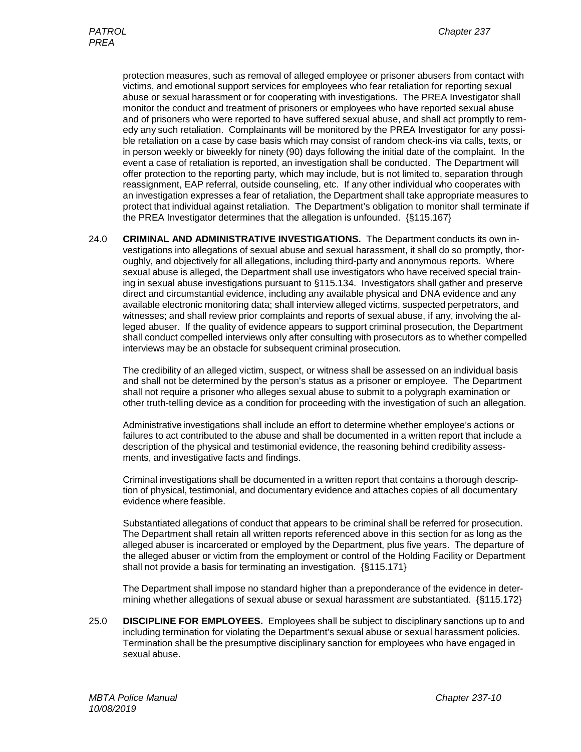protection measures, such as removal of alleged employee or prisoner abusers from contact with victims, and emotional support services for employees who fear retaliation for reporting sexual abuse or sexual harassment or for cooperating with investigations. The PREA Investigator shall monitor the conduct and treatment of prisoners or employees who have reported sexual abuse and of prisoners who were reported to have suffered sexual abuse, and shall act promptly to remedy any such retaliation. Complainants will be monitored by the PREA Investigator for any possible retaliation on a case by case basis which may consist of random check-ins via calls, texts, or in person weekly or biweekly for ninety (90) days following the initial date of the complaint. In the event a case of retaliation is reported, an investigation shall be conducted. The Department will offer protection to the reporting party, which may include, but is not limited to, separation through reassignment, EAP referral, outside counseling, etc. If any other individual who cooperates with an investigation expresses a fear of retaliation, the Department shall take appropriate measures to protect that individual against retaliation. The Department's obligation to monitor shall terminate if the PREA Investigator determines that the allegation is unfounded. {§115.167}

24.0 **CRIMINAL AND ADMINISTRATIVE INVESTIGATIONS.** The Department conducts its own investigations into allegations of sexual abuse and sexual harassment, it shall do so promptly, thoroughly, and objectively for all allegations, including third-party and anonymous reports. Where sexual abuse is alleged, the Department shall use investigators who have received special training in sexual abuse investigations pursuant to §115.134. Investigators shall gather and preserve direct and circumstantial evidence, including any available physical and DNA evidence and any available electronic monitoring data; shall interview alleged victims, suspected perpetrators, and witnesses; and shall review prior complaints and reports of sexual abuse, if any, involving the alleged abuser. If the quality of evidence appears to support criminal prosecution, the Department shall conduct compelled interviews only after consulting with prosecutors as to whether compelled interviews may be an obstacle for subsequent criminal prosecution.

The credibility of an alleged victim, suspect, or witness shall be assessed on an individual basis and shall not be determined by the person's status as a prisoner or employee. The Department shall not require a prisoner who alleges sexual abuse to submit to a polygraph examination or other truth-telling device as a condition for proceeding with the investigation of such an allegation.

Administrative investigations shall include an effort to determine whether employee's actions or failures to act contributed to the abuse and shall be documented in a written report that include a description of the physical and testimonial evidence, the reasoning behind credibility assessments, and investigative facts and findings.

Criminal investigations shall be documented in a written report that contains a thorough description of physical, testimonial, and documentary evidence and attaches copies of all documentary evidence where feasible.

Substantiated allegations of conduct that appears to be criminal shall be referred for prosecution. The Department shall retain all written reports referenced above in this section for as long as the alleged abuser is incarcerated or employed by the Department, plus five years. The departure of the alleged abuser or victim from the employment or control of the Holding Facility or Department shall not provide a basis for terminating an investigation. {§115.171}

The Department shall impose no standard higher than a preponderance of the evidence in determining whether allegations of sexual abuse or sexual harassment are substantiated. {§115.172}

25.0 **DISCIPLINE FOR EMPLOYEES.** Employees shall be subject to disciplinary sanctions up to and including termination for violating the Department's sexual abuse or sexual harassment policies. Termination shall be the presumptive disciplinary sanction for employees who have engaged in sexual abuse.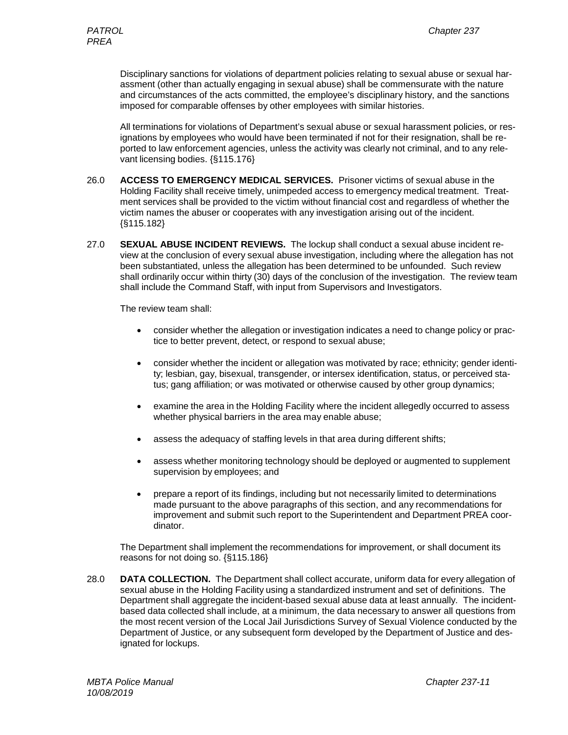Disciplinary sanctions for violations of department policies relating to sexual abuse or sexual harassment (other than actually engaging in sexual abuse) shall be commensurate with the nature and circumstances of the acts committed, the employee's disciplinary history, and the sanctions imposed for comparable offenses by other employees with similar histories.

All terminations for violations of Department's sexual abuse or sexual harassment policies, or resignations by employees who would have been terminated if not for their resignation, shall be reported to law enforcement agencies, unless the activity was clearly not criminal, and to any relevant licensing bodies. {§115.176}

26.0 **ACCESS TO EMERGENCY MEDICAL SERVICES.** Prisoner victims of sexual abuse in the Holding Facility shall receive timely, unimpeded access to emergency medical treatment. Treatment services shall be provided to the victim without financial cost and regardless of whether the victim names the abuser or cooperates with any investigation arising out of the incident. {§115.182}

27.0 **SEXUAL ABUSE INCIDENT REVIEWS.** The lockup shall conduct a sexual abuse incident review at the conclusion of every sexual abuse investigation, including where the allegation has not been substantiated, unless the allegation has been determined to be unfounded. Such review shall ordinarily occur within thirty (30) days of the conclusion of the investigation. The review team shall include the Command Staff, with input from Supervisors and Investigators.

The review team shall:

- consider whether the allegation or investigation indicates a need to change policy or practice to better prevent, detect, or respond to sexual abuse;
- consider whether the incident or allegation was motivated by race; ethnicity; gender identity; lesbian, gay, bisexual, transgender, or intersex identification, status, or perceived status; gang affiliation; or was motivated or otherwise caused by other group dynamics;
- examine the area in the Holding Facility where the incident allegedly occurred to assess whether physical barriers in the area may enable abuse;
- assess the adequacy of staffing levels in that area during different shifts;
- assess whether monitoring technology should be deployed or augmented to supplement supervision by employees; and
- prepare a report of its findings, including but not necessarily limited to determinations made pursuant to the above paragraphs of this section, and any recommendations for improvement and submit such report to the Superintendent and Department PREA coordinator.

The Department shall implement the recommendations for improvement, or shall document its reasons for not doing so. {§115.186}

28.0 **DATA COLLECTION.** The Department shall collect accurate, uniform data for every allegation of sexual abuse in the Holding Facility using a standardized instrument and set of definitions. The Department shall aggregate the incident-based sexual abuse data at least annually. The incident-based data collected shall include, at a minimum, the data necessary to answer all questions from the most recent version of the Local Jail Jurisdictions Survey of Sexual Violence conducted by the Department of Justice, or any subsequent form developed by the Department of Justice and designated for lockups.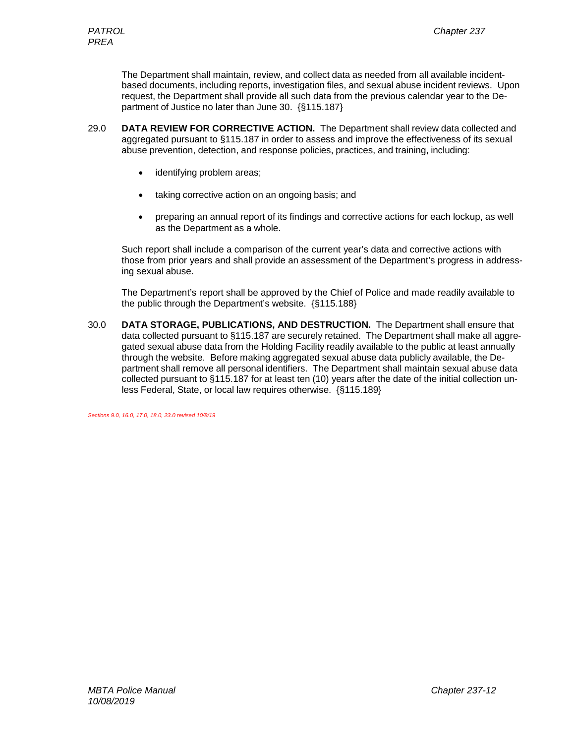The Department shall maintain, review, and collect data as needed from all available incident-based documents, including reports, investigation files, and sexual abuse incident reviews. Upon request, the Department shall provide all such data from the previous calendar year to the Department of Justice no later than June 30. {§115.187}

29.0 **DATA REVIEW FOR CORRECTIVE ACTION.** The Department shall review data collected and aggregated pursuant to §115.187 in order to assess and improve the effectiveness of its sexual abuse prevention, detection, and response policies, practices, and training, including:

- identifying problem areas;
- taking corrective action on an ongoing basis; and
- preparing an annual report of its findings and corrective actions for each lockup, as well as the Department as a whole.

Such report shall include a comparison of the current year's data and corrective actions with those from prior years and shall provide an assessment of the Department's progress in addressing sexual abuse.

The Department's report shall be approved by the Chief of Police and made readily available to the public through the Department's website. {§115.188}

30.0 **DATA STORAGE, PUBLICATIONS, AND DESTRUCTION.** The Department shall ensure that data collected pursuant to §115.187 are securely retained. The Department shall make all aggregated sexual abuse data from the Holding Facility readily available to the public at least annually through the website. Before making aggregated sexual abuse data publicly available, the Department shall remove all personal identifiers. The Department shall maintain sexual abuse data collected pursuant to §115.187 for at least ten (10) years after the date of the initial collection unless Federal, State, or local law requires otherwise. {§115.189}

*Sections 9.0, 16.0, 17.0, 18.0, 23.0 revised 10/8/19*